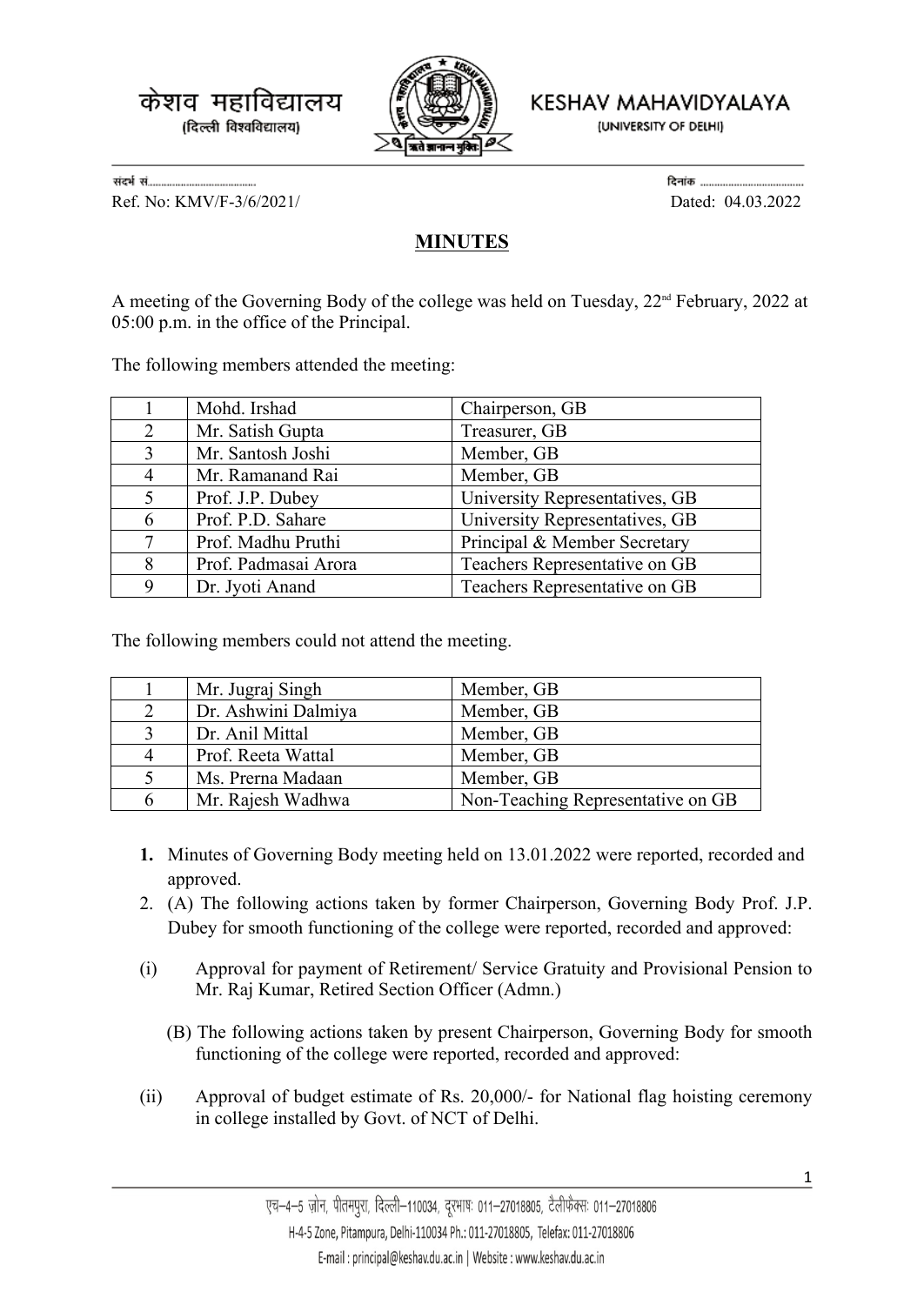केशव महाविद्यालय
(दिल्ली विश्वविद्यालय)

KESHAV MAHAVIDYALAYA
(UNIVERSITY OF DELHI)

संदर्भ सं.................................... दिनांक ....................................

Ref. No: KMV/F-3/6/2021/ Dated: 04.03.2022

## MINUTES

A meeting of the Governing Body of the college was held on Tuesday, 22nd February, 2022 at 05:00 p.m. in the office of the Principal.

The following members attended the meeting:

| | | |
|---|---|---|
| 1 | Mohd. Irshad | Chairperson, GB |
| 2 | Mr. Satish Gupta | Treasurer, GB |
| 3 | Mr. Santosh Joshi | Member, GB |
| 4 | Mr. Ramanand Rai | Member, GB |
| 5 | Prof. J.P. Dubey | University Representatives, GB |
| 6 | Prof. P.D. Sahare | University Representatives, GB |
| 7 | Prof. Madhu Pruthi | Principal & Member Secretary |
| 8 | Prof. Padmasai Arora | Teachers Representative on GB |
| 9 | Dr. Jyoti Anand | Teachers Representative on GB |

The following members could not attend the meeting.

| | | |
|---|---|---|
| 1 | Mr. Jugraj Singh | Member, GB |
| 2 | Dr. Ashwini Dalmiya | Member, GB |
| 3 | Dr. Anil Mittal | Member, GB |
| 4 | Prof. Reeta Wattal | Member, GB |
| 5 | Ms. Prerna Madaan | Member, GB |
| 6 | Mr. Rajesh Wadhwa | Non-Teaching Representative on GB |

1. Minutes of Governing Body meeting held on 13.01.2022 were reported, recorded and approved.
2. (A) The following actions taken by former Chairperson, Governing Body Prof. J.P. Dubey for smooth functioning of the college were reported, recorded and approved:

(i) Approval for payment of Retirement/ Service Gratuity and Provisional Pension to Mr. Raj Kumar, Retired Section Officer (Admn.)

(B) The following actions taken by present Chairperson, Governing Body for smooth functioning of the college were reported, recorded and approved:

(ii) Approval of budget estimate of Rs. 20,000/- for National flag hoisting ceremony in college installed by Govt. of NCT of Delhi.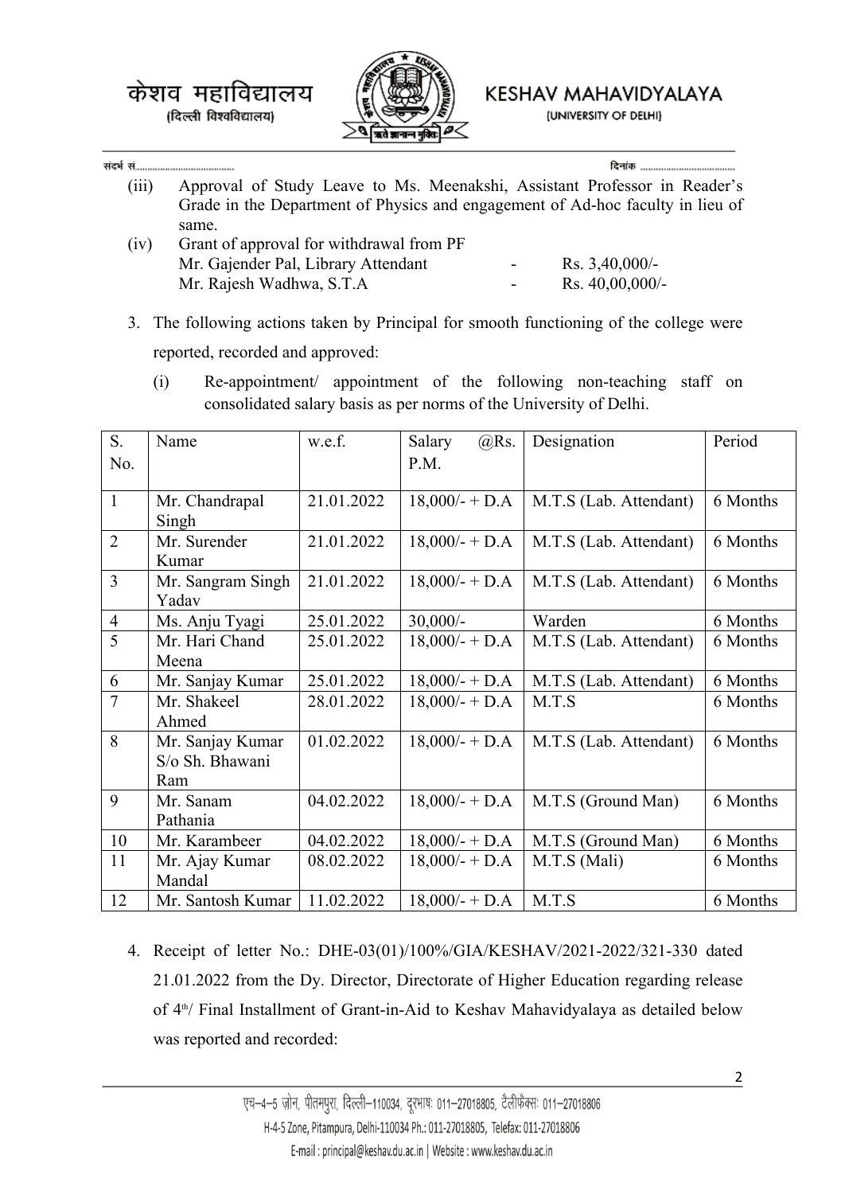(iii) Approval of Study Leave to Ms. Meenakshi, Assistant Professor in Reader's Grade in the Department of Physics and engagement of Ad-hoc faculty in lieu of same.

(iv) Grant of approval for withdrawal from PF

Mr. Gajender Pal, Library Attendant - Rs. 3,40,000/-

Mr. Rajesh Wadhwa, S.T.A - Rs. 40,00,000/-

3. The following actions taken by Principal for smooth functioning of the college were reported, recorded and approved:

   (i) Re-appointment/ appointment of the following non-teaching staff on consolidated salary basis as per norms of the University of Delhi.

| S. No. | Name | w.e.f. | Salary @Rs. P.M. | Designation | Period |
|---|---|---|---|---|---|
| 1 | Mr. Chandrapal Singh | 21.01.2022 | 18,000/- + D.A | M.T.S (Lab. Attendant) | 6 Months |
| 2 | Mr. Surender Kumar | 21.01.2022 | 18,000/- + D.A | M.T.S (Lab. Attendant) | 6 Months |
| 3 | Mr. Sangram Singh Yadav | 21.01.2022 | 18,000/- + D.A | M.T.S (Lab. Attendant) | 6 Months |
| 4 | Ms. Anju Tyagi | 25.01.2022 | 30,000/- | Warden | 6 Months |
| 5 | Mr. Hari Chand Meena | 25.01.2022 | 18,000/- + D.A | M.T.S (Lab. Attendant) | 6 Months |
| 6 | Mr. Sanjay Kumar | 25.01.2022 | 18,000/- + D.A | M.T.S (Lab. Attendant) | 6 Months |
| 7 | Mr. Shakeel Ahmed | 28.01.2022 | 18,000/- + D.A | M.T.S | 6 Months |
| 8 | Mr. Sanjay Kumar S/o Sh. Bhawani Ram | 01.02.2022 | 18,000/- + D.A | M.T.S (Lab. Attendant) | 6 Months |
| 9 | Mr. Sanam Pathania | 04.02.2022 | 18,000/- + D.A | M.T.S (Ground Man) | 6 Months |
| 10 | Mr. Karambeer | 04.02.2022 | 18,000/- + D.A | M.T.S (Ground Man) | 6 Months |
| 11 | Mr. Ajay Kumar Mandal | 08.02.2022 | 18,000/- + D.A | M.T.S (Mali) | 6 Months |
| 12 | Mr. Santosh Kumar | 11.02.2022 | 18,000/- + D.A | M.T.S | 6 Months |

4. Receipt of letter No.: DHE-03(01)/100%/GIA/KESHAV/2021-2022/321-330 dated 21.01.2022 from the Dy. Director, Directorate of Higher Education regarding release of 4th/ Final Installment of Grant-in-Aid to Keshav Mahavidyalaya as detailed below was reported and recorded: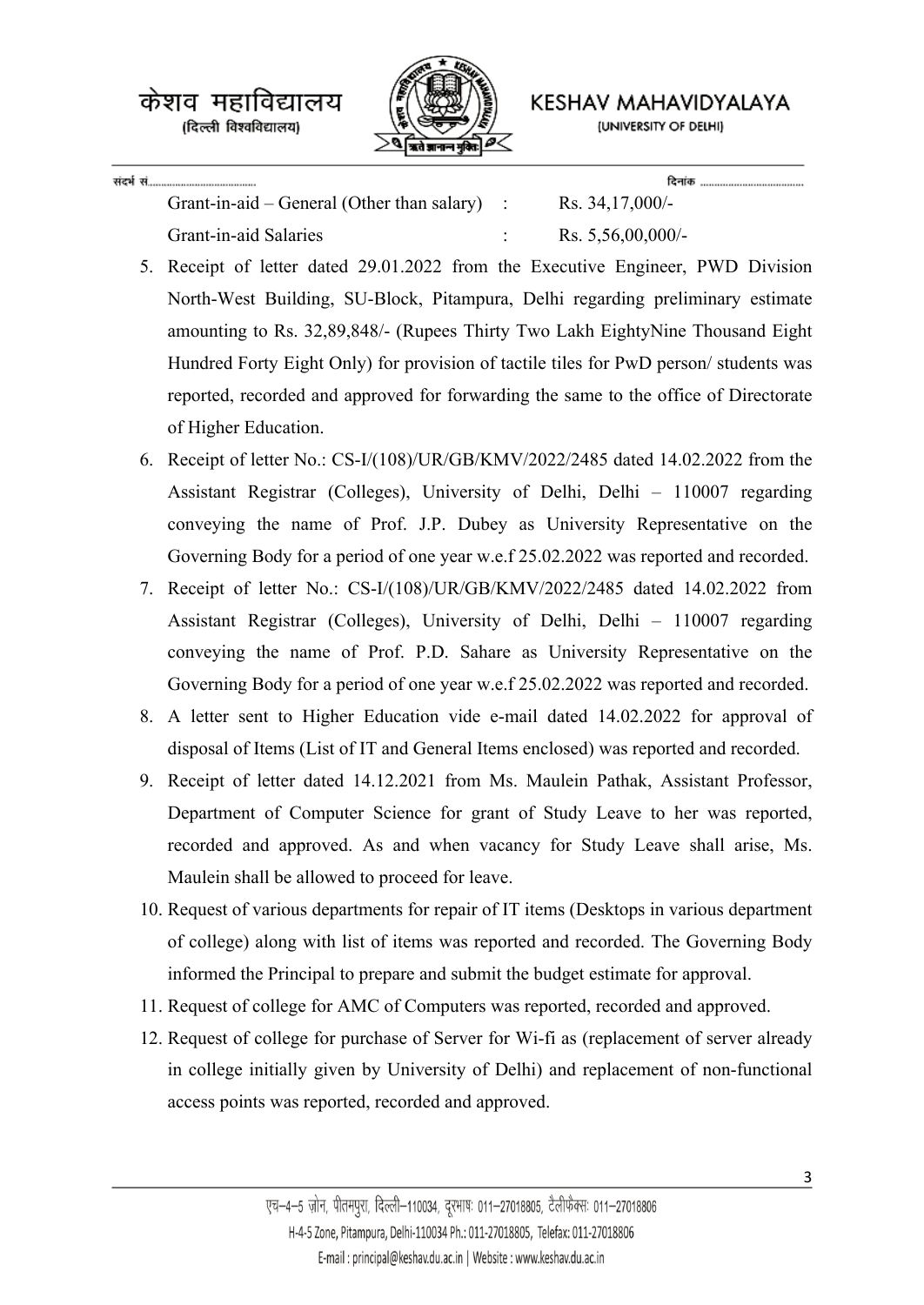| | | |
|---|---|---|
| Grant-in-aid – General (Other than salary) | : | Rs. 34,17,000/- |
| Grant-in-aid Salaries | : | Rs. 5,56,00,000/- |

5. Receipt of letter dated 29.01.2022 from the Executive Engineer, PWD Division North-West Building, SU-Block, Pitampura, Delhi regarding preliminary estimate amounting to Rs. 32,89,848/- (Rupees Thirty Two Lakh EightyNine Thousand Eight Hundred Forty Eight Only) for provision of tactile tiles for PwD person/ students was reported, recorded and approved for forwarding the same to the office of Directorate of Higher Education.
6. Receipt of letter No.: CS-I/(108)/UR/GB/KMV/2022/2485 dated 14.02.2022 from the Assistant Registrar (Colleges), University of Delhi, Delhi – 110007 regarding conveying the name of Prof. J.P. Dubey as University Representative on the Governing Body for a period of one year w.e.f 25.02.2022 was reported and recorded.
7. Receipt of letter No.: CS-I/(108)/UR/GB/KMV/2022/2485 dated 14.02.2022 from Assistant Registrar (Colleges), University of Delhi, Delhi – 110007 regarding conveying the name of Prof. P.D. Sahare as University Representative on the Governing Body for a period of one year w.e.f 25.02.2022 was reported and recorded.
8. A letter sent to Higher Education vide e-mail dated 14.02.2022 for approval of disposal of Items (List of IT and General Items enclosed) was reported and recorded.
9. Receipt of letter dated 14.12.2021 from Ms. Maulein Pathak, Assistant Professor, Department of Computer Science for grant of Study Leave to her was reported, recorded and approved. As and when vacancy for Study Leave shall arise, Ms. Maulein shall be allowed to proceed for leave.
10. Request of various departments for repair of IT items (Desktops in various department of college) along with list of items was reported and recorded. The Governing Body informed the Principal to prepare and submit the budget estimate for approval.
11. Request of college for AMC of Computers was reported, recorded and approved.
12. Request of college for purchase of Server for Wi-fi as (replacement of server already in college initially given by University of Delhi) and replacement of non-functional access points was reported, recorded and approved.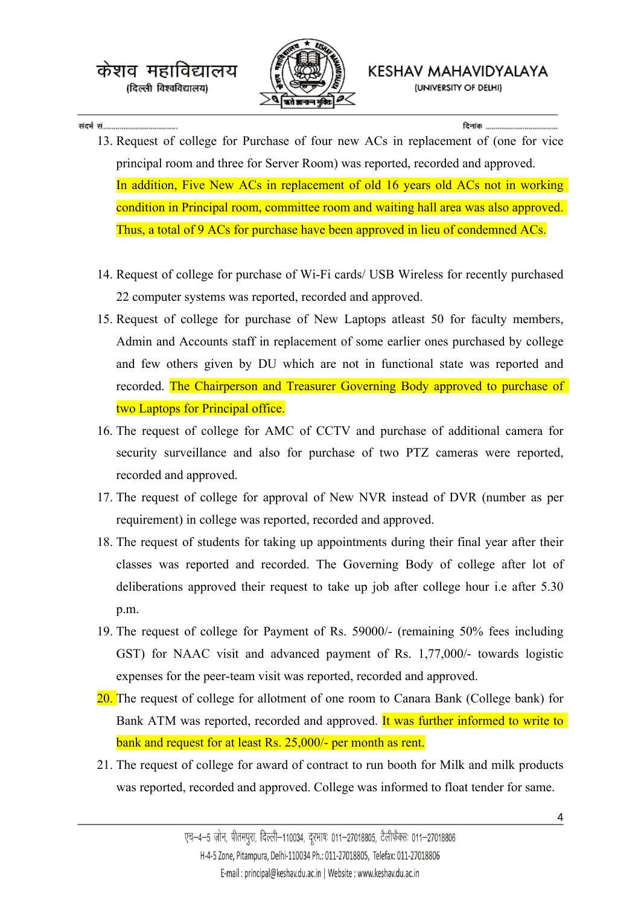13. Request of college for Purchase of four new ACs in replacement of (one for vice principal room and three for Server Room) was reported, recorded and approved. In addition, Five New ACs in replacement of old 16 years old ACs not in working condition in Principal room, committee room and waiting hall area was also approved. Thus, a total of 9 ACs for purchase have been approved in lieu of condemned ACs.

14. Request of college for purchase of Wi-Fi cards/ USB Wireless for recently purchased 22 computer systems was reported, recorded and approved.

15. Request of college for purchase of New Laptops atleast 50 for faculty members, Admin and Accounts staff in replacement of some earlier ones purchased by college and few others given by DU which are not in functional state was reported and recorded. The Chairperson and Treasurer Governing Body approved to purchase of two Laptops for Principal office.

16. The request of college for AMC of CCTV and purchase of additional camera for security surveillance and also for purchase of two PTZ cameras were reported, recorded and approved.

17. The request of college for approval of New NVR instead of DVR (number as per requirement) in college was reported, recorded and approved.

18. The request of students for taking up appointments during their final year after their classes was reported and recorded. The Governing Body of college after lot of deliberations approved their request to take up job after college hour i.e after 5.30 p.m.

19. The request of college for Payment of Rs. 59000/- (remaining 50% fees including GST) for NAAC visit and advanced payment of Rs. 1,77,000/- towards logistic expenses for the peer-team visit was reported, recorded and approved.

20. The request of college for allotment of one room to Canara Bank (College bank) for Bank ATM was reported, recorded and approved. It was further informed to write to bank and request for at least Rs. 25,000/- per month as rent.

21. The request of college for award of contract to run booth for Milk and milk products was reported, recorded and approved. College was informed to float tender for same.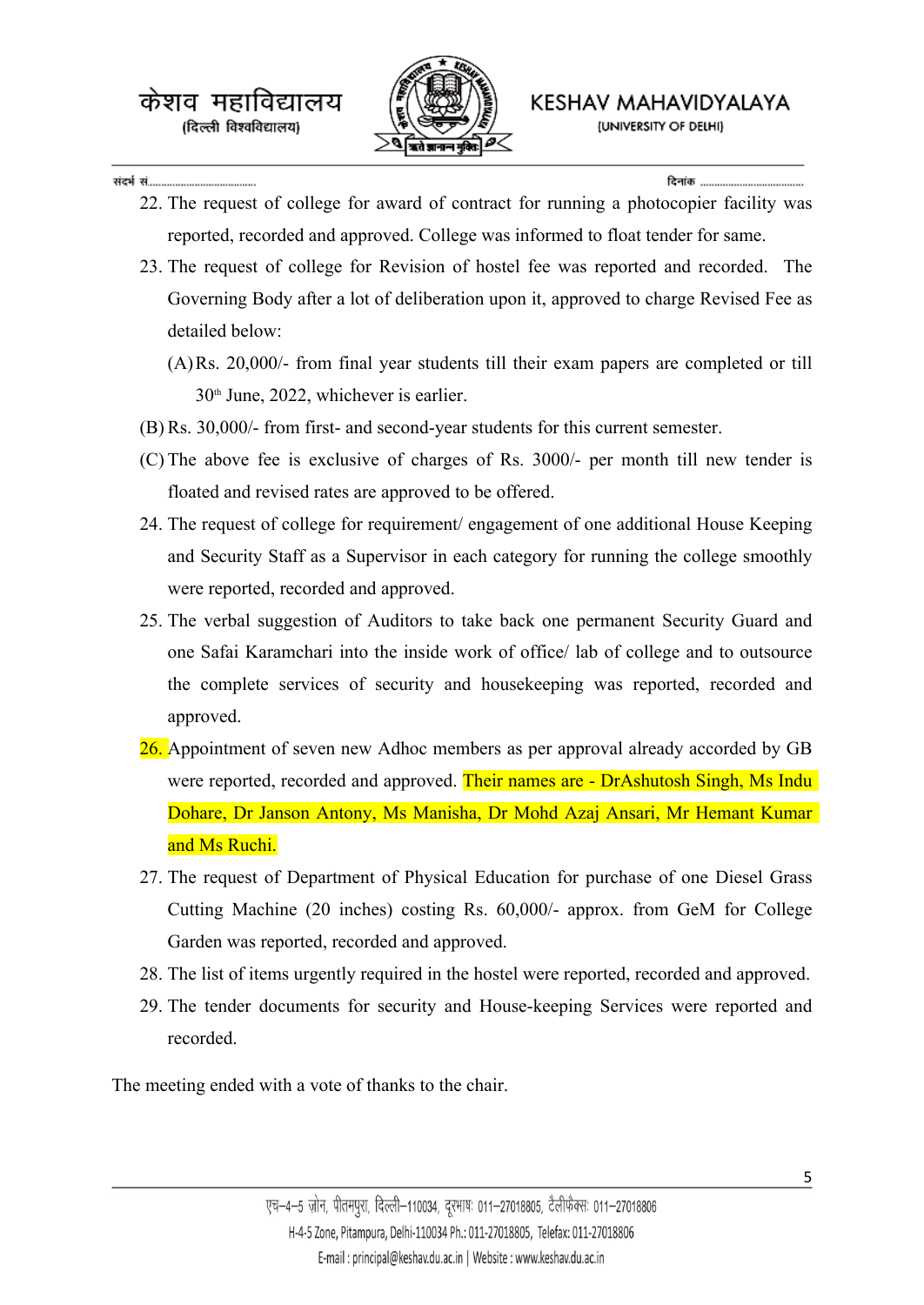22. The request of college for award of contract for running a photocopier facility was reported, recorded and approved. College was informed to float tender for same.
23. The request of college for Revision of hostel fee was reported and recorded. The Governing Body after a lot of deliberation upon it, approved to charge Revised Fee as detailed below:
    (A) Rs. 20,000/- from final year students till their exam papers are completed or till 30th June, 2022, whichever is earlier.

(B) Rs. 30,000/- from first- and second-year students for this current semester.

(C) The above fee is exclusive of charges of Rs. 3000/- per month till new tender is floated and revised rates are approved to be offered.

24. The request of college for requirement/ engagement of one additional House Keeping and Security Staff as a Supervisor in each category for running the college smoothly were reported, recorded and approved.
25. The verbal suggestion of Auditors to take back one permanent Security Guard and one Safai Karamchari into the inside work of office/ lab of college and to outsource the complete services of security and housekeeping was reported, recorded and approved.
26. Appointment of seven new Adhoc members as per approval already accorded by GB were reported, recorded and approved. Their names are - DrAshutosh Singh, Ms Indu Dohare, Dr Janson Antony, Ms Manisha, Dr Mohd Azaj Ansari, Mr Hemant Kumar and Ms Ruchi.
27. The request of Department of Physical Education for purchase of one Diesel Grass Cutting Machine (20 inches) costing Rs. 60,000/- approx. from GeM for College Garden was reported, recorded and approved.
28. The list of items urgently required in the hostel were reported, recorded and approved.
29. The tender documents for security and House-keeping Services were reported and recorded.

The meeting ended with a vote of thanks to the chair.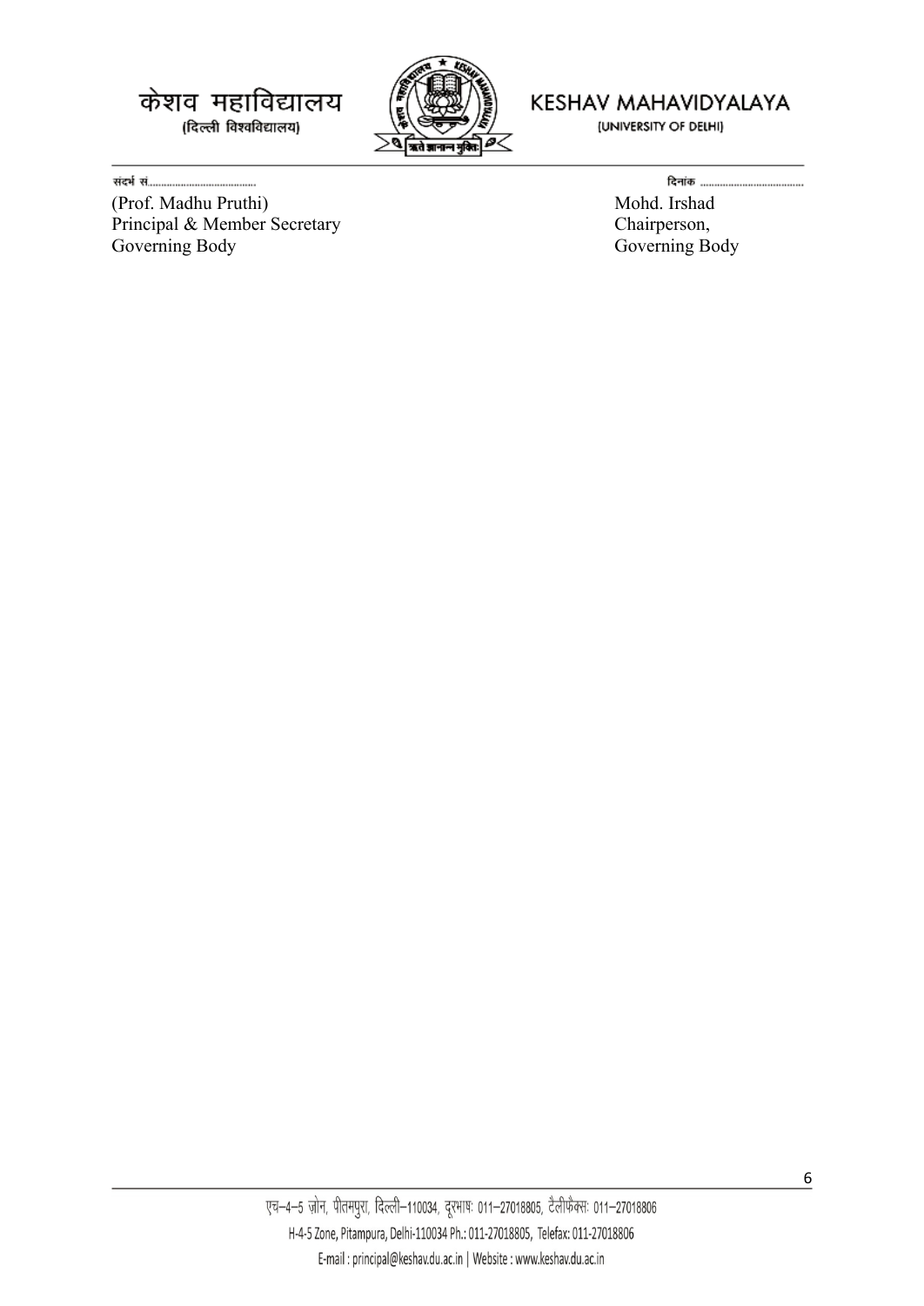(Prof. Madhu Pruthi)
Principal & Member Secretary
Governing Body

Mohd. Irshad
Chairperson,
Governing Body